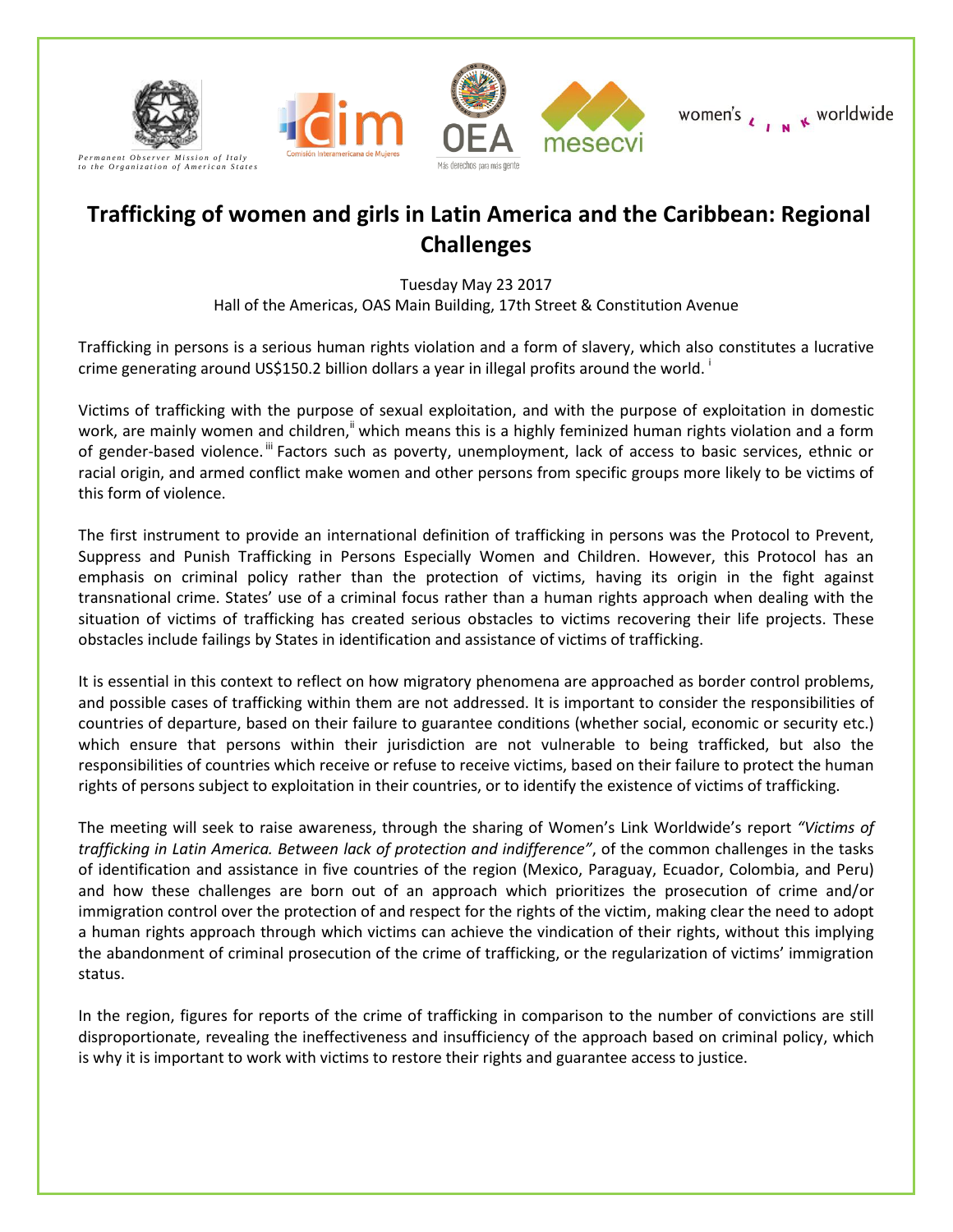Permanent Observer Mission of Italy to the Organization of American States

# Trafficking of women and girls in Latin America and the Caribbean: Regional Challenges

Tuesday May 23 2017
Hall of the Americas, OAS Main Building, 17th Street & Constitution Avenue

Trafficking in persons is a serious human rights violation and a form of slavery, which also constitutes a lucrative crime generating around US$150.2 billion dollars a year in illegal profits around the world. [i]

Victims of trafficking with the purpose of sexual exploitation, and with the purpose of exploitation in domestic work, are mainly women and children,[ii] which means this is a highly feminized human rights violation and a form of gender-based violence.[iii] Factors such as poverty, unemployment, lack of access to basic services, ethnic or racial origin, and armed conflict make women and other persons from specific groups more likely to be victims of this form of violence.

The first instrument to provide an international definition of trafficking in persons was the Protocol to Prevent, Suppress and Punish Trafficking in Persons Especially Women and Children. However, this Protocol has an emphasis on criminal policy rather than the protection of victims, having its origin in the fight against transnational crime. States' use of a criminal focus rather than a human rights approach when dealing with the situation of victims of trafficking has created serious obstacles to victims recovering their life projects. These obstacles include failings by States in identification and assistance of victims of trafficking.

It is essential in this context to reflect on how migratory phenomena are approached as border control problems, and possible cases of trafficking within them are not addressed. It is important to consider the responsibilities of countries of departure, based on their failure to guarantee conditions (whether social, economic or security etc.) which ensure that persons within their jurisdiction are not vulnerable to being trafficked, but also the responsibilities of countries which receive or refuse to receive victims, based on their failure to protect the human rights of persons subject to exploitation in their countries, or to identify the existence of victims of trafficking.

The meeting will seek to raise awareness, through the sharing of Women's Link Worldwide's report *"Victims of trafficking in Latin America. Between lack of protection and indifference"*, of the common challenges in the tasks of identification and assistance in five countries of the region (Mexico, Paraguay, Ecuador, Colombia, and Peru) and how these challenges are born out of an approach which prioritizes the prosecution of crime and/or immigration control over the protection of and respect for the rights of the victim, making clear the need to adopt a human rights approach through which victims can achieve the vindication of their rights, without this implying the abandonment of criminal prosecution of the crime of trafficking, or the regularization of victims' immigration status.

In the region, figures for reports of the crime of trafficking in comparison to the number of convictions are still disproportionate, revealing the ineffectiveness and insufficiency of the approach based on criminal policy, which is why it is important to work with victims to restore their rights and guarantee access to justice.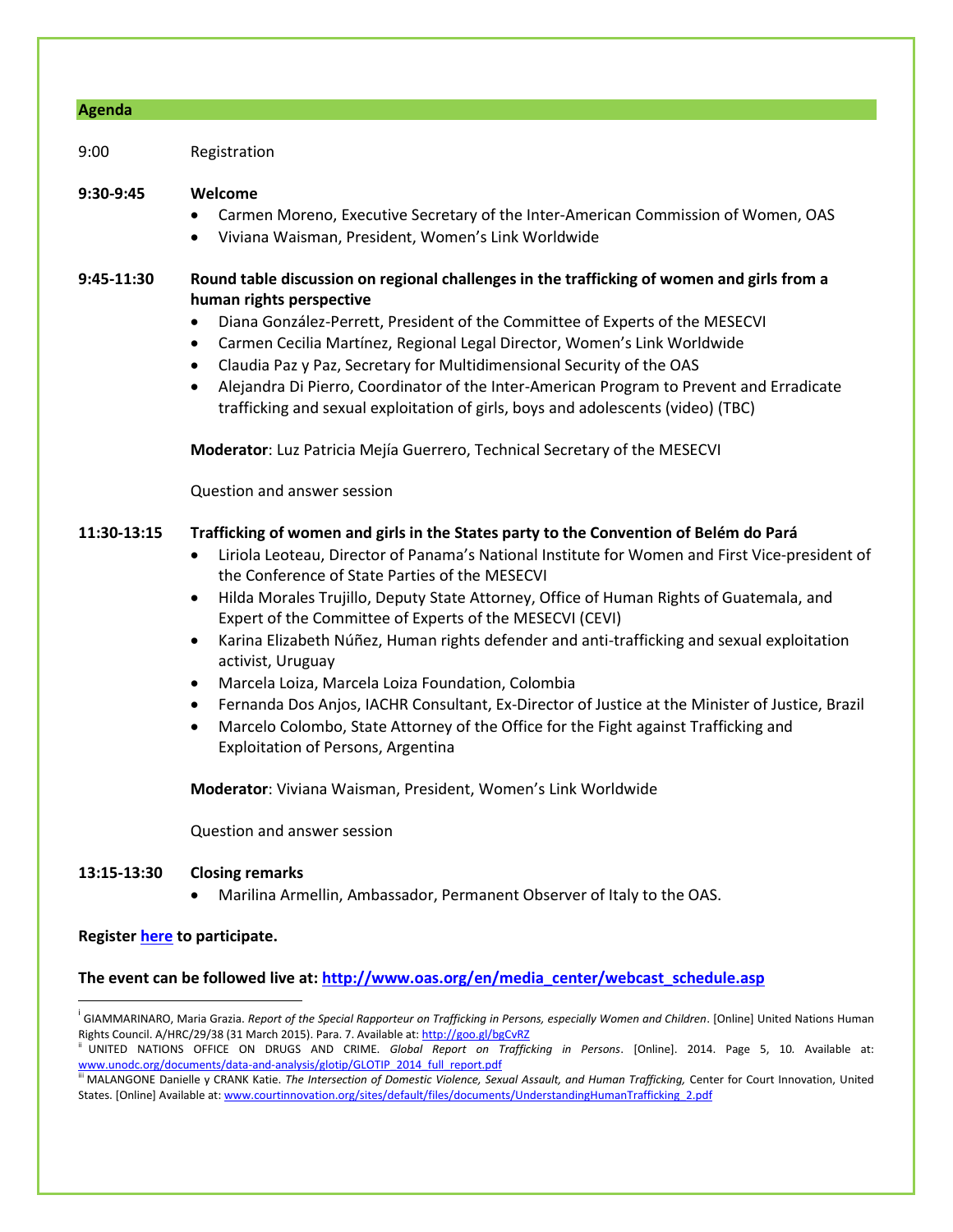## Agenda

9:00 Registration

**9:30-9:45 Welcome**

- Carmen Moreno, Executive Secretary of the Inter-American Commission of Women, OAS
- Viviana Waisman, President, Women's Link Worldwide

**9:45-11:30 Round table discussion on regional challenges in the trafficking of women and girls from a human rights perspective**

- Diana González-Perrett, President of the Committee of Experts of the MESECVI
- Carmen Cecilia Martínez, Regional Legal Director, Women's Link Worldwide
- Claudia Paz y Paz, Secretary for Multidimensional Security of the OAS
- Alejandra Di Pierro, Coordinator of the Inter-American Program to Prevent and Erradicate trafficking and sexual exploitation of girls, boys and adolescents (video) (TBC)

**Moderator**: Luz Patricia Mejía Guerrero, Technical Secretary of the MESECVI

Question and answer session

**11:30-13:15 Trafficking of women and girls in the States party to the Convention of Belém do Pará**

- Liriola Leoteau, Director of Panama's National Institute for Women and First Vice-president of the Conference of State Parties of the MESECVI
- Hilda Morales Trujillo, Deputy State Attorney, Office of Human Rights of Guatemala, and Expert of the Committee of Experts of the MESECVI (CEVI)
- Karina Elizabeth Núñez, Human rights defender and anti-trafficking and sexual exploitation activist, Uruguay
- Marcela Loiza, Marcela Loiza Foundation, Colombia
- Fernanda Dos Anjos, IACHR Consultant, Ex-Director of Justice at the Minister of Justice, Brazil
- Marcelo Colombo, State Attorney of the Office for the Fight against Trafficking and Exploitation of Persons, Argentina

**Moderator**: Viviana Waisman, President, Women's Link Worldwide

Question and answer session

**13:15-13:30 Closing remarks**

- Marilina Armellin, Ambassador, Permanent Observer of Italy to the OAS.

**Register here to participate.**

**The event can be followed live at: http://www.oas.org/en/media_center/webcast_schedule.asp**

---

[i] GIAMMARINARO, Maria Grazia. *Report of the Special Rapporteur on Trafficking in Persons, especially Women and Children*. [Online] United Nations Human Rights Council. A/HRC/29/38 (31 March 2015). Para. 7. Available at: http://goo.gl/bgCvRZ

[ii] UNITED NATIONS OFFICE ON DRUGS AND CRIME. *Global Report on Trafficking in Persons*. [Online]. 2014. Page 5, 10. Available at: www.unodc.org/documents/data-and-analysis/glotip/GLOTIP_2014_full_report.pdf

[iii] MALANGONE Danielle y CRANK Katie. *The Intersection of Domestic Violence, Sexual Assault, and Human Trafficking,* Center for Court Innovation, United States. [Online] Available at: www.courtinnovation.org/sites/default/files/documents/UnderstandingHumanTrafficking_2.pdf